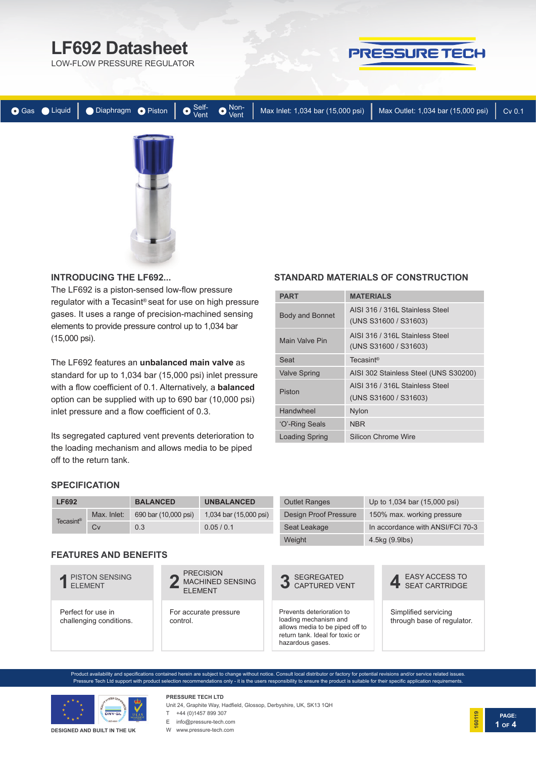# LF692 Datasheet

LOW-FLOW PRESSURE REGULATOR

PRESSURE TECH

Gas | Liquid | Diaphragm | Piston | Self-Vent | Non-Vent | Max Inlet: 1,034 bar (15,000 psi) | Max Outlet: 1,034 bar (15,000 psi) | Cv 0.1

## INTRODUCING THE LF692...

The LF692 is a piston-sensed low-flow pressure regulator with a Tecasint® seat for use on high pressure gases. It uses a range of precision-machined sensing elements to provide pressure control up to 1,034 bar (15,000 psi).

The LF692 features an **unbalanced main valve** as standard for up to 1,034 bar (15,000 psi) inlet pressure with a flow coefficient of 0.1. Alternatively, a **balanced** option can be supplied with up to 690 bar (10,000 psi) inlet pressure and a flow coefficient of 0.3.

Its segregated captured vent prevents deterioration to the loading mechanism and allows media to be piped off to the return tank.

## STANDARD MATERIALS OF CONSTRUCTION

| PART | MATERIALS |
|---|---|
| Body and Bonnet | AISI 316 / 316L Stainless Steel (UNS S31600 / S31603) |
| Main Valve Pin | AISI 316 / 316L Stainless Steel (UNS S31600 / S31603) |
| Seat | Tecasint® |
| Valve Spring | AISI 302 Stainless Steel (UNS S30200) |
| Piston | AISI 316 / 316L Stainless Steel (UNS S31600 / S31603) |
| Handwheel | Nylon |
| 'O'-Ring Seals | NBR |
| Loading Spring | Silicon Chrome Wire |

## SPECIFICATION

| LF692 | | BALANCED | UNBALANCED |
|---|---|---|---|
| Tecasint® | Max. Inlet: | 690 bar (10,000 psi) | 1,034 bar (15,000 psi) |
| | Cv | 0.3 | 0.05 / 0.1 |

| | |
|---|---|
| Outlet Ranges | Up to 1,034 bar (15,000 psi) |
| Design Proof Pressure | 150% max. working pressure |
| Seat Leakage | In accordance with ANSI/FCI 70-3 |
| Weight | 4.5kg (9.9lbs) |

## FEATURES AND BENEFITS

**1 PISTON SENSING ELEMENT**
Perfect for use in challenging conditions.

**2 PRECISION MACHINED SENSING ELEMENT**
For accurate pressure control.

**3 SEGREGATED CAPTURED VENT**
Prevents deterioration to loading mechanism and allows media to be piped off to return tank. Ideal for toxic or hazardous gases.

**4 EASY ACCESS TO SEAT CARTRIDGE**
Simplified servicing through base of regulator.

Product availability and specifications contained herein are subject to change without notice. Consult local distributor or factory for potential revisions and/or service related issues. Pressure Tech Ltd support with product selection recommendations only - it is the users responsibility to ensure the product is suitable for their specific application requirements.

DESIGNED AND BUILT IN THE UK

**PRESSURE TECH LTD**
Unit 24, Graphite Way, Hadfield, Glossop, Derbyshire, UK, SK13 1QH
T +44 (0)1457 899 307
E info@pressure-tech.com
W www.pressure-tech.com

160119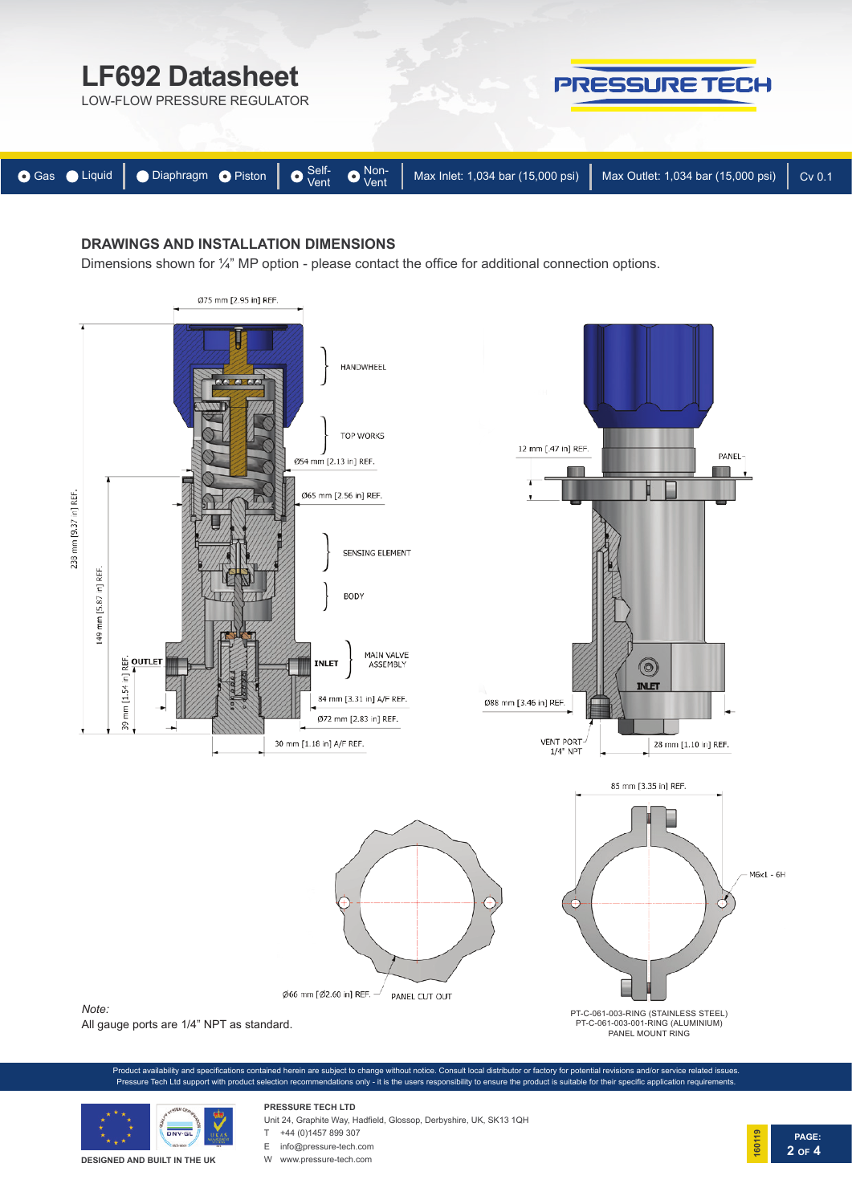# LF692 Datasheet

LOW-FLOW PRESSURE REGULATOR

Gas | Liquid | Diaphragm | Piston | Self-Vent | Non-Vent | Max Inlet: 1,034 bar (15,000 psi) | Max Outlet: 1,034 bar (15,000 psi) | Cv 0.1

## DRAWINGS AND INSTALLATION DIMENSIONS

Dimensions shown for ¼" MP option - please contact the office for additional connection options.

Ø75 mm [2.95 in] REF.

HANDWHEEL

TOP WORKS

Ø54 mm [2.13 in] REF.

Ø65 mm [2.56 in] REF.

SENSING ELEMENT

BODY

MAIN VALVE ASSEMBLY

OUTLET

INLET

238 mm [9.37 in] REF.

149 mm [5.87 in] REF.

39 mm [1.54 in] REF.

84 mm [3.31 in] A/F REF.

Ø72 mm [2.83 in] REF.

30 mm [1.18 in] A/F REF.

12 mm [.47 in] REF.

PANEL

Ø88 mm [3.46 in] REF.

VENT PORT 1/4" NPT

28 mm [1.10 in] REF.

85 mm [3.35 in] REF.

M6x1 - 6H

Ø66 mm [Ø2.60 in] REF.

PANEL CUT OUT

PT-C-061-003-RING (STAINLESS STEEL)
PT-C-061-003-001-RING (ALUMINIUM)
PANEL MOUNT RING

*Note:*
All gauge ports are 1/4" NPT as standard.

Product availability and specifications contained herein are subject to change without notice. Consult local distributor or factory for potential revisions and/or service related issues. Pressure Tech Ltd support with product selection recommendations only - it is the users responsibility to ensure the product is suitable for their specific application requirements.

DESIGNED AND BUILT IN THE UK

**PRESSURE TECH LTD**
Unit 24, Graphite Way, Hadfield, Glossop, Derbyshire, UK, SK13 1QH
T +44 (0)1457 899 307
E info@pressure-tech.com
W www.pressure-tech.com

160119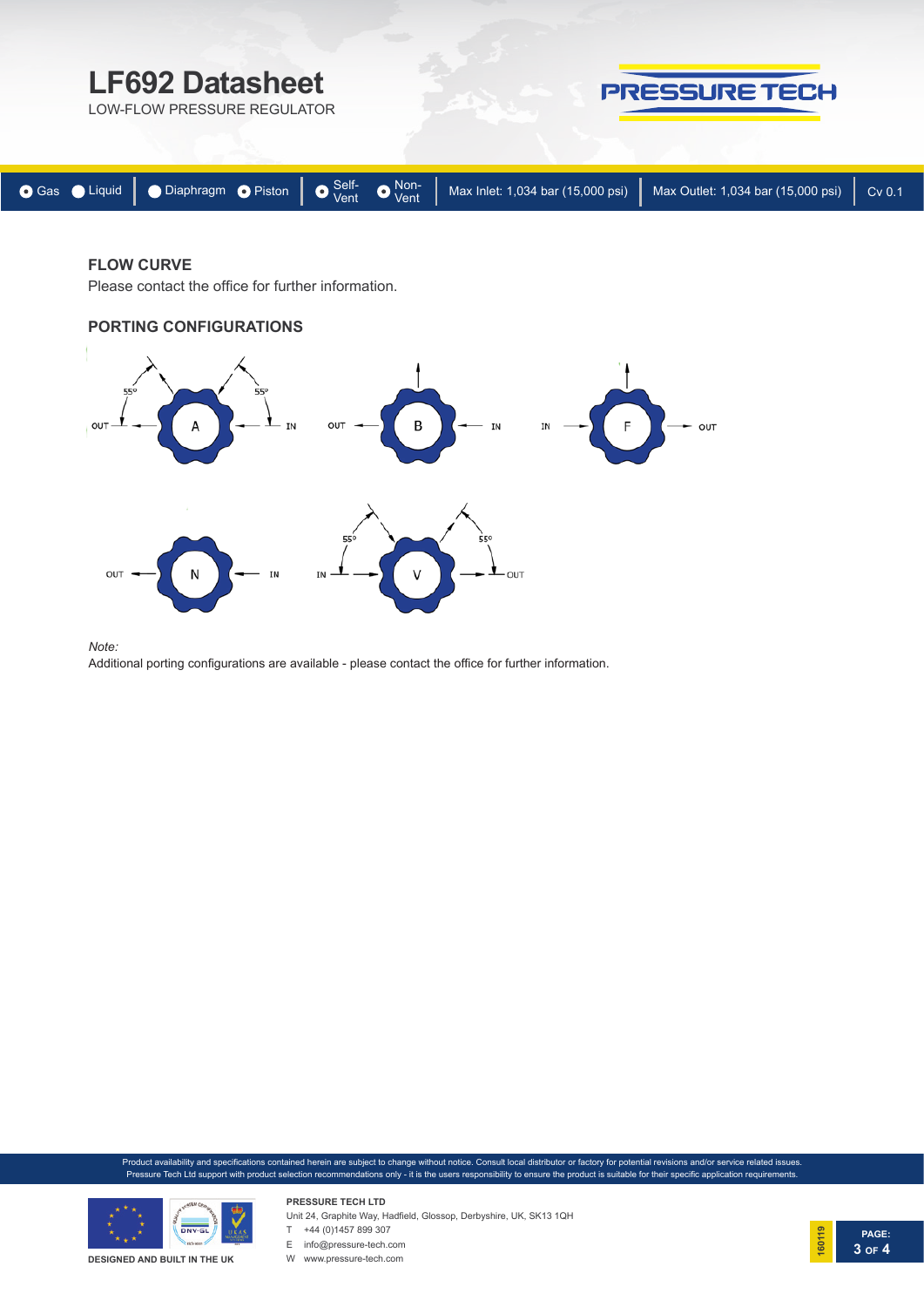# LF692 Datasheet

LOW-FLOW PRESSURE REGULATOR

Gas | Liquid | Diaphragm | Piston | Self-Vent | Non-Vent | Max Inlet: 1,034 bar (15,000 psi) | Max Outlet: 1,034 bar (15,000 psi) | Cv 0.1

## FLOW CURVE

Please contact the office for further information.

## PORTING CONFIGURATIONS

A: OUT 55º, IN 55º

B: OUT, IN

F: IN, OUT

N: OUT, IN

V: IN 55º, OUT 55º

*Note:*

Additional porting configurations are available - please contact the office for further information.

Product availability and specifications contained herein are subject to change without notice. Consult local distributor or factory for potential revisions and/or service related issues. Pressure Tech Ltd support with product selection recommendations only - it is the users responsibility to ensure the product is suitable for their specific application requirements.

DESIGNED AND BUILT IN THE UK

**PRESSURE TECH LTD**
Unit 24, Graphite Way, Hadfield, Glossop, Derbyshire, UK, SK13 1QH
T +44 (0)1457 899 307
E info@pressure-tech.com
W www.pressure-tech.com

160119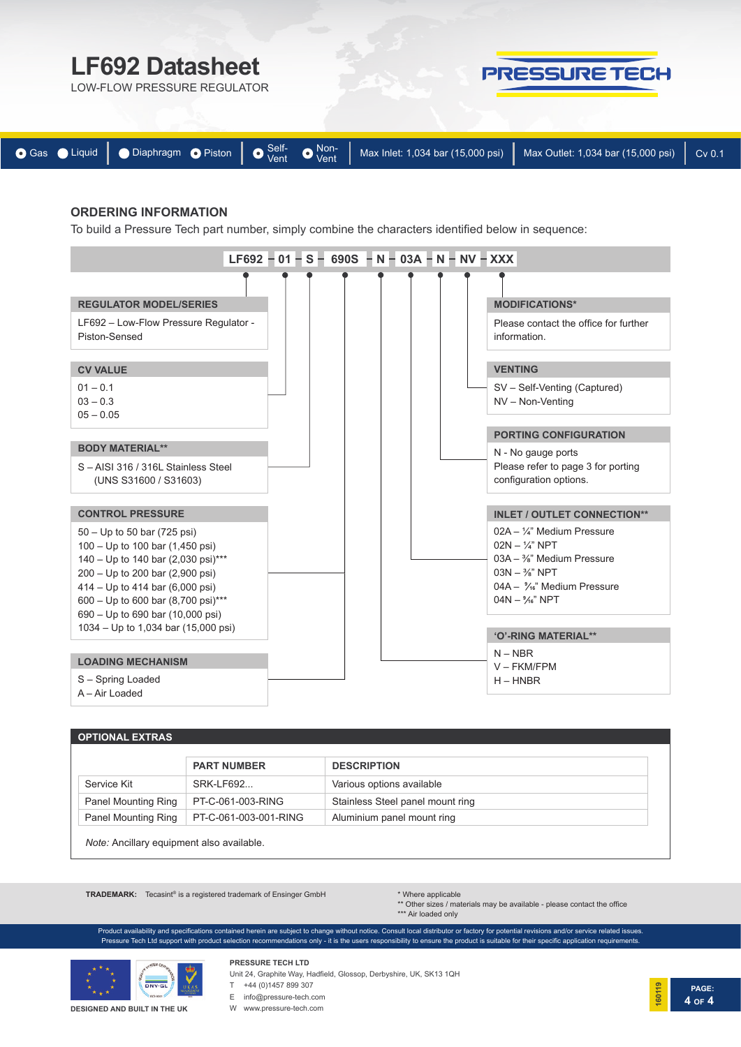# LF692 Datasheet

LOW-FLOW PRESSURE REGULATOR

PRESSURE TECH

Gas | Liquid | Diaphragm | Piston | Self-Vent | Non-Vent | Max Inlet: 1,034 bar (15,000 psi) | Max Outlet: 1,034 bar (15,000 psi) | Cv 0.1

## ORDERING INFORMATION

To build a Pressure Tech part number, simply combine the characters identified below in sequence:

**LF692 - 01 - S - 690S - N - 03A - N - NV - XXX**

### REGULATOR MODEL/SERIES

LF692 – Low-Flow Pressure Regulator - Piston-Sensed

### CV VALUE

01 – 0.1
03 – 0.3
05 – 0.05

### BODY MATERIAL**

S – AISI 316 / 316L Stainless Steel (UNS S31600 / S31603)

### CONTROL PRESSURE

50 – Up to 50 bar (725 psi)
100 – Up to 100 bar (1,450 psi)
140 – Up to 140 bar (2,030 psi)***
200 – Up to 200 bar (2,900 psi)
414 – Up to 414 bar (6,000 psi)
600 – Up to 600 bar (8,700 psi)***
690 – Up to 690 bar (10,000 psi)
1034 – Up to 1,034 bar (15,000 psi)

### LOADING MECHANISM

S – Spring Loaded
A – Air Loaded

### 'O'-RING MATERIAL**

N – NBR
V – FKM/FPM
H – HNBR

### INLET / OUTLET CONNECTION**

02A – ¼" Medium Pressure
02N – ¼" NPT
03A – ⅜" Medium Pressure
03N – ⅜" NPT
04A – 9/16" Medium Pressure
04N – 9/16" NPT

### PORTING CONFIGURATION

N - No gauge ports
Please refer to page 3 for porting configuration options.

### VENTING

SV – Self-Venting (Captured)
NV – Non-Venting

### MODIFICATIONS*

Please contact the office for further information.

## OPTIONAL EXTRAS

| | PART NUMBER | DESCRIPTION |
|---|---|---|
| Service Kit | SRK-LF692... | Various options available |
| Panel Mounting Ring | PT-C-061-003-RING | Stainless Steel panel mount ring |
| Panel Mounting Ring | PT-C-061-003-001-RING | Aluminium panel mount ring |

*Note:* Ancillary equipment also available.

**TRADEMARK:** Tecasint® is a registered trademark of Ensinger GmbH

\* Where applicable
** Other sizes / materials may be available - please contact the office
*** Air loaded only

Product availability and specifications contained herein are subject to change without notice. Consult local distributor or factory for potential revisions and/or service related issues. Pressure Tech Ltd support with product selection recommendations only - it is the users responsibility to ensure the product is suitable for their specific application requirements.

DESIGNED AND BUILT IN THE UK

**PRESSURE TECH LTD**
Unit 24, Graphite Way, Hadfield, Glossop, Derbyshire, UK, SK13 1QH
T +44 (0)1457 899 307
E info@pressure-tech.com
W www.pressure-tech.com

160119